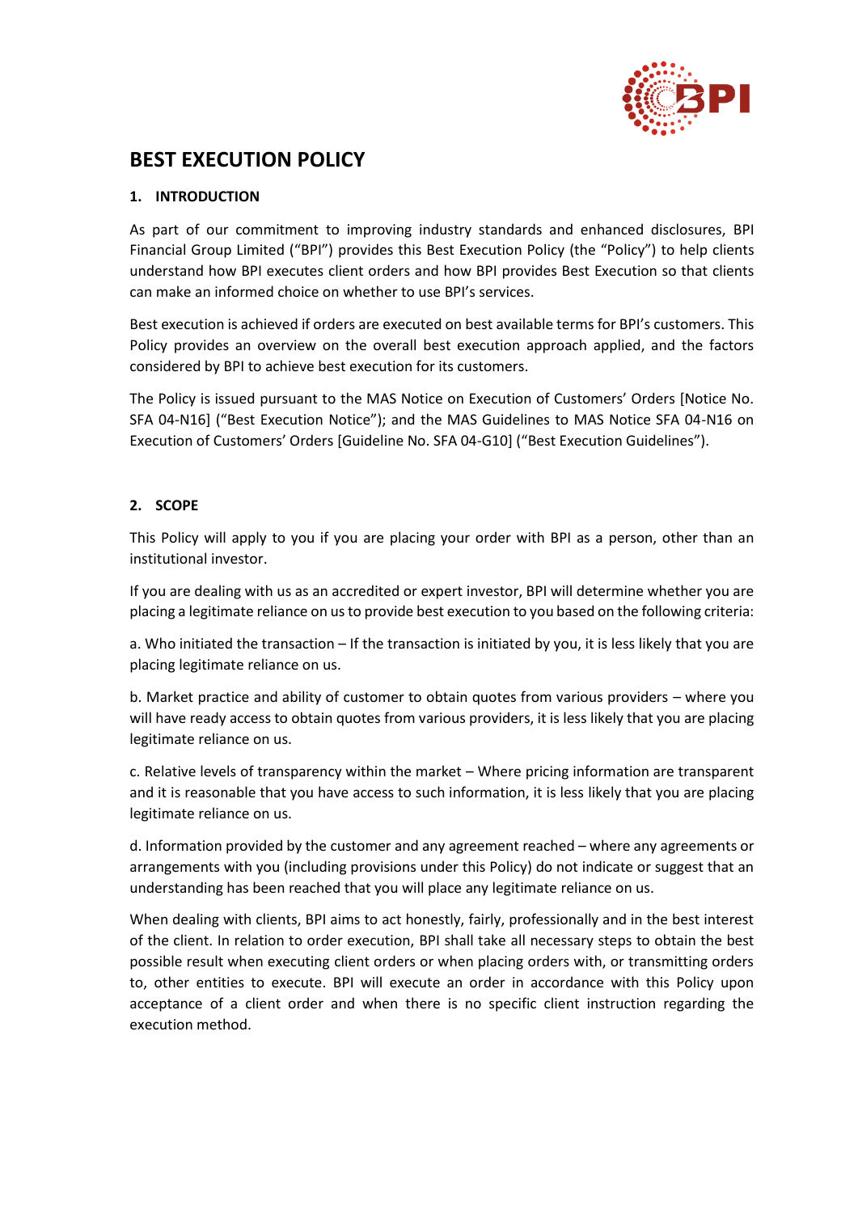# BEST EXECUTION POLICY

## 1. INTRODUCTION

As part of our commitment to improving industry standards and enhanced disclosures, BPI Financial Group Limited ("BPI") provides this Best Execution Policy (the "Policy") to help clients understand how BPI executes client orders and how BPI provides Best Execution so that clients can make an informed choice on whether to use BPI's services.

Best execution is achieved if orders are executed on best available terms for BPI's customers. This Policy provides an overview on the overall best execution approach applied, and the factors considered by BPI to achieve best execution for its customers.

The Policy is issued pursuant to the MAS Notice on Execution of Customers' Orders [Notice No. SFA 04-N16] ("Best Execution Notice"); and the MAS Guidelines to MAS Notice SFA 04-N16 on Execution of Customers' Orders [Guideline No. SFA 04-G10] ("Best Execution Guidelines").

## 2. SCOPE

This Policy will apply to you if you are placing your order with BPI as a person, other than an institutional investor.

If you are dealing with us as an accredited or expert investor, BPI will determine whether you are placing a legitimate reliance on us to provide best execution to you based on the following criteria:

a. Who initiated the transaction – If the transaction is initiated by you, it is less likely that you are placing legitimate reliance on us.

b. Market practice and ability of customer to obtain quotes from various providers – where you will have ready access to obtain quotes from various providers, it is less likely that you are placing legitimate reliance on us.

c. Relative levels of transparency within the market – Where pricing information are transparent and it is reasonable that you have access to such information, it is less likely that you are placing legitimate reliance on us.

d. Information provided by the customer and any agreement reached – where any agreements or arrangements with you (including provisions under this Policy) do not indicate or suggest that an understanding has been reached that you will place any legitimate reliance on us.

When dealing with clients, BPI aims to act honestly, fairly, professionally and in the best interest of the client. In relation to order execution, BPI shall take all necessary steps to obtain the best possible result when executing client orders or when placing orders with, or transmitting orders to, other entities to execute. BPI will execute an order in accordance with this Policy upon acceptance of a client order and when there is no specific client instruction regarding the execution method.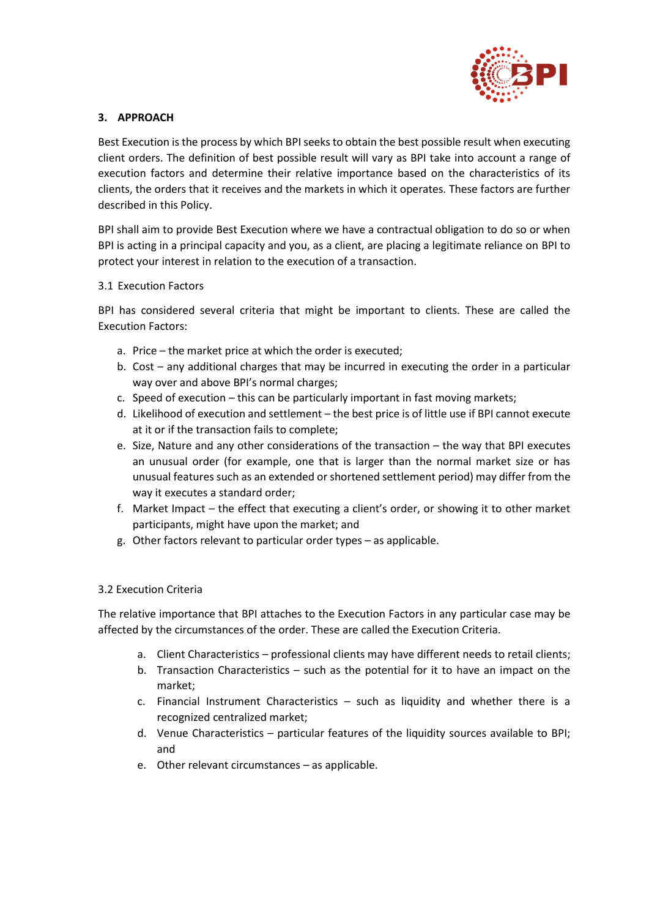## 3. APPROACH

Best Execution is the process by which BPI seeks to obtain the best possible result when executing client orders. The definition of best possible result will vary as BPI take into account a range of execution factors and determine their relative importance based on the characteristics of its clients, the orders that it receives and the markets in which it operates. These factors are further described in this Policy.

BPI shall aim to provide Best Execution where we have a contractual obligation to do so or when BPI is acting in a principal capacity and you, as a client, are placing a legitimate reliance on BPI to protect your interest in relation to the execution of a transaction.

### 3.1 Execution Factors

BPI has considered several criteria that might be important to clients. These are called the Execution Factors:

a. Price – the market price at which the order is executed;
b. Cost – any additional charges that may be incurred in executing the order in a particular way over and above BPI's normal charges;
c. Speed of execution – this can be particularly important in fast moving markets;
d. Likelihood of execution and settlement – the best price is of little use if BPI cannot execute at it or if the transaction fails to complete;
e. Size, Nature and any other considerations of the transaction – the way that BPI executes an unusual order (for example, one that is larger than the normal market size or has unusual features such as an extended or shortened settlement period) may differ from the way it executes a standard order;
f. Market Impact – the effect that executing a client's order, or showing it to other market participants, might have upon the market; and
g. Other factors relevant to particular order types – as applicable.

### 3.2 Execution Criteria

The relative importance that BPI attaches to the Execution Factors in any particular case may be affected by the circumstances of the order. These are called the Execution Criteria.

a. Client Characteristics – professional clients may have different needs to retail clients;
b. Transaction Characteristics – such as the potential for it to have an impact on the market;
c. Financial Instrument Characteristics – such as liquidity and whether there is a recognized centralized market;
d. Venue Characteristics – particular features of the liquidity sources available to BPI; and
e. Other relevant circumstances – as applicable.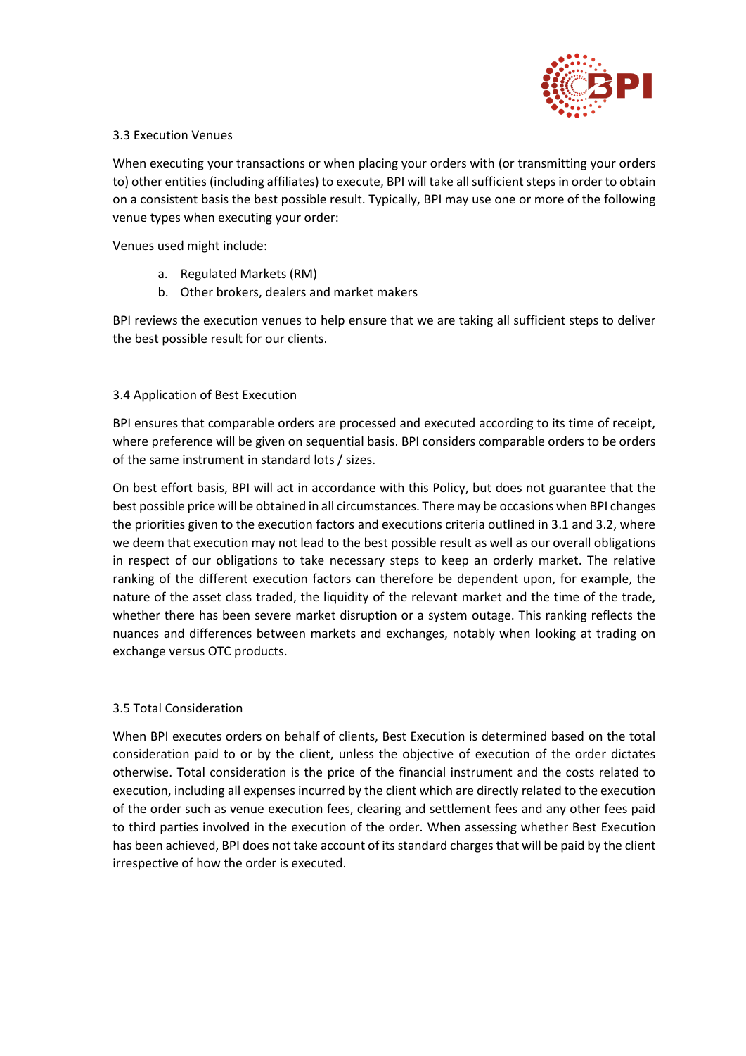### 3.3 Execution Venues

When executing your transactions or when placing your orders with (or transmitting your orders to) other entities (including affiliates) to execute, BPI will take all sufficient steps in order to obtain on a consistent basis the best possible result. Typically, BPI may use one or more of the following venue types when executing your order:

Venues used might include:

a. Regulated Markets (RM)
b. Other brokers, dealers and market makers

BPI reviews the execution venues to help ensure that we are taking all sufficient steps to deliver the best possible result for our clients.

### 3.4 Application of Best Execution

BPI ensures that comparable orders are processed and executed according to its time of receipt, where preference will be given on sequential basis. BPI considers comparable orders to be orders of the same instrument in standard lots / sizes.

On best effort basis, BPI will act in accordance with this Policy, but does not guarantee that the best possible price will be obtained in all circumstances. There may be occasions when BPI changes the priorities given to the execution factors and executions criteria outlined in 3.1 and 3.2, where we deem that execution may not lead to the best possible result as well as our overall obligations in respect of our obligations to take necessary steps to keep an orderly market. The relative ranking of the different execution factors can therefore be dependent upon, for example, the nature of the asset class traded, the liquidity of the relevant market and the time of the trade, whether there has been severe market disruption or a system outage. This ranking reflects the nuances and differences between markets and exchanges, notably when looking at trading on exchange versus OTC products.

### 3.5 Total Consideration

When BPI executes orders on behalf of clients, Best Execution is determined based on the total consideration paid to or by the client, unless the objective of execution of the order dictates otherwise. Total consideration is the price of the financial instrument and the costs related to execution, including all expenses incurred by the client which are directly related to the execution of the order such as venue execution fees, clearing and settlement fees and any other fees paid to third parties involved in the execution of the order. When assessing whether Best Execution has been achieved, BPI does not take account of its standard charges that will be paid by the client irrespective of how the order is executed.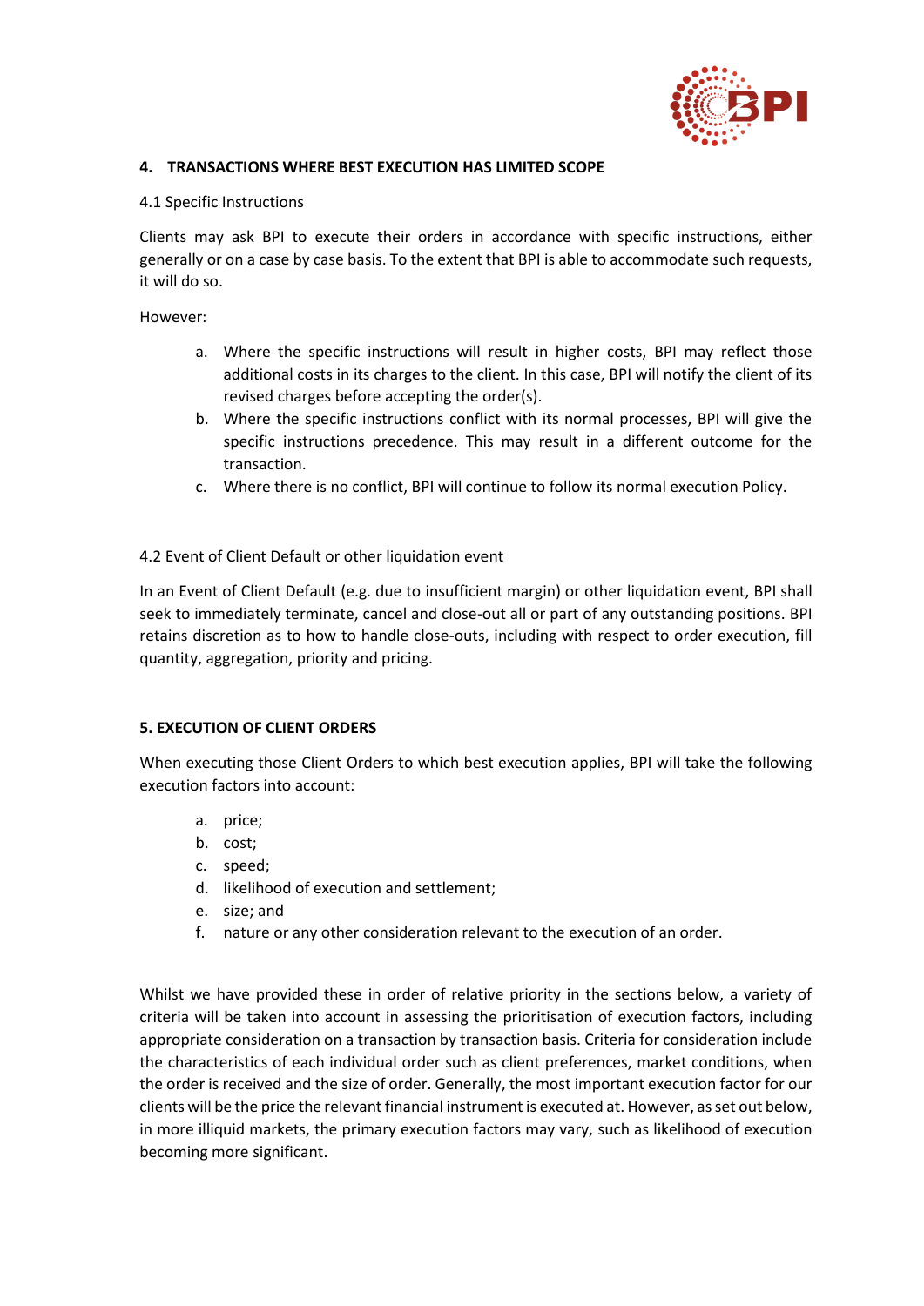## 4. TRANSACTIONS WHERE BEST EXECUTION HAS LIMITED SCOPE

### 4.1 Specific Instructions

Clients may ask BPI to execute their orders in accordance with specific instructions, either generally or on a case by case basis. To the extent that BPI is able to accommodate such requests, it will do so.

However:

a. Where the specific instructions will result in higher costs, BPI may reflect those additional costs in its charges to the client. In this case, BPI will notify the client of its revised charges before accepting the order(s).
b. Where the specific instructions conflict with its normal processes, BPI will give the specific instructions precedence. This may result in a different outcome for the transaction.
c. Where there is no conflict, BPI will continue to follow its normal execution Policy.

### 4.2 Event of Client Default or other liquidation event

In an Event of Client Default (e.g. due to insufficient margin) or other liquidation event, BPI shall seek to immediately terminate, cancel and close-out all or part of any outstanding positions. BPI retains discretion as to how to handle close-outs, including with respect to order execution, fill quantity, aggregation, priority and pricing.

## 5. EXECUTION OF CLIENT ORDERS

When executing those Client Orders to which best execution applies, BPI will take the following execution factors into account:

a. price;
b. cost;
c. speed;
d. likelihood of execution and settlement;
e. size; and
f. nature or any other consideration relevant to the execution of an order.

Whilst we have provided these in order of relative priority in the sections below, a variety of criteria will be taken into account in assessing the prioritisation of execution factors, including appropriate consideration on a transaction by transaction basis. Criteria for consideration include the characteristics of each individual order such as client preferences, market conditions, when the order is received and the size of order. Generally, the most important execution factor for our clients will be the price the relevant financial instrument is executed at. However, as set out below, in more illiquid markets, the primary execution factors may vary, such as likelihood of execution becoming more significant.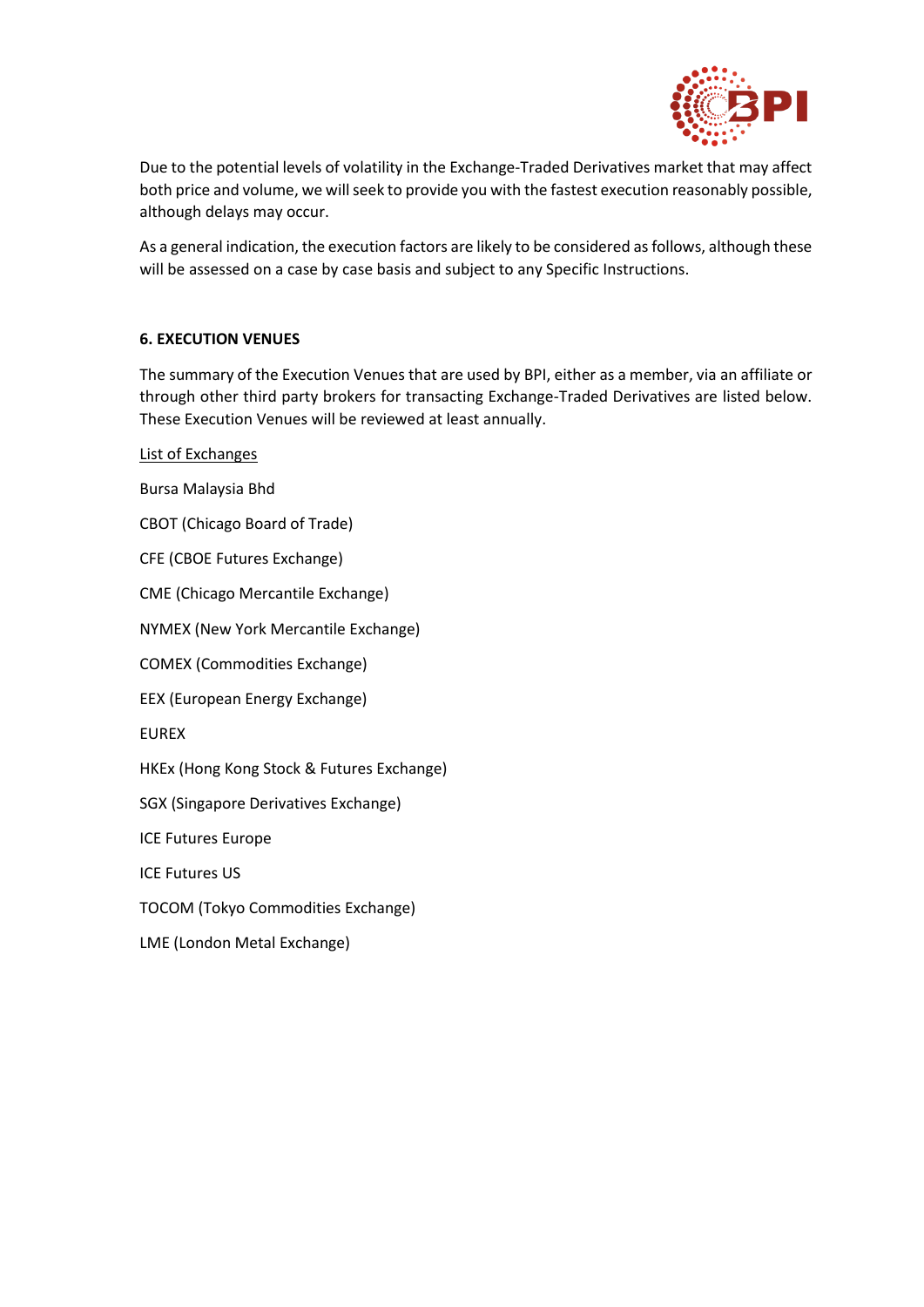Due to the potential levels of volatility in the Exchange-Traded Derivatives market that may affect both price and volume, we will seek to provide you with the fastest execution reasonably possible, although delays may occur.

As a general indication, the execution factors are likely to be considered as follows, although these will be assessed on a case by case basis and subject to any Specific Instructions.

## 6. EXECUTION VENUES

The summary of the Execution Venues that are used by BPI, either as a member, via an affiliate or through other third party brokers for transacting Exchange-Traded Derivatives are listed below. These Execution Venues will be reviewed at least annually.

List of Exchanges

Bursa Malaysia Bhd

CBOT (Chicago Board of Trade)

CFE (CBOE Futures Exchange)

CME (Chicago Mercantile Exchange)

NYMEX (New York Mercantile Exchange)

COMEX (Commodities Exchange)

EEX (European Energy Exchange)

EUREX

HKEx (Hong Kong Stock & Futures Exchange)

SGX (Singapore Derivatives Exchange)

ICE Futures Europe

ICE Futures US

TOCOM (Tokyo Commodities Exchange)

LME (London Metal Exchange)